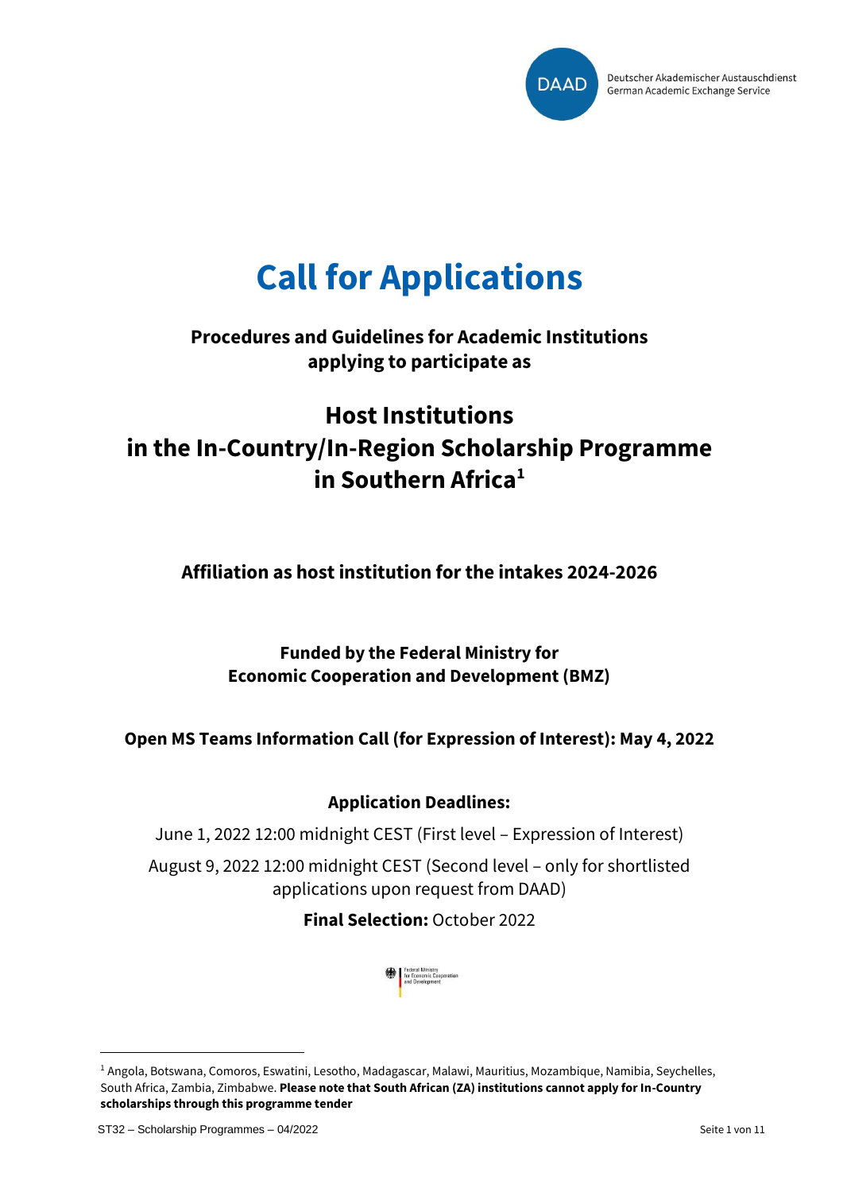Deutscher Akademischer Austauschdienst
German Academic Exchange Service

# Call for Applications

**Procedures and Guidelines for Academic Institutions applying to participate as**

## Host Institutions in the In-Country/In-Region Scholarship Programme in Southern Africa[1]

**Affiliation as host institution for the intakes 2024-2026**

**Funded by the Federal Ministry for Economic Cooperation and Development (BMZ)**

**Open MS Teams Information Call (for Expression of Interest): May 4, 2022**

**Application Deadlines:**

June 1, 2022 12:00 midnight CEST (First level – Expression of Interest)

August 9, 2022 12:00 midnight CEST (Second level – only for shortlisted applications upon request from DAAD)

**Final Selection:** October 2022

Federal Ministry for Economic Cooperation and Development

---

[1] Angola, Botswana, Comoros, Eswatini, Lesotho, Madagascar, Malawi, Mauritius, Mozambique, Namibia, Seychelles, South Africa, Zambia, Zimbabwe. **Please note that South African (ZA) institutions cannot apply for In-Country scholarships through this programme tender**

ST32 – Scholarship Programmes – 04/2022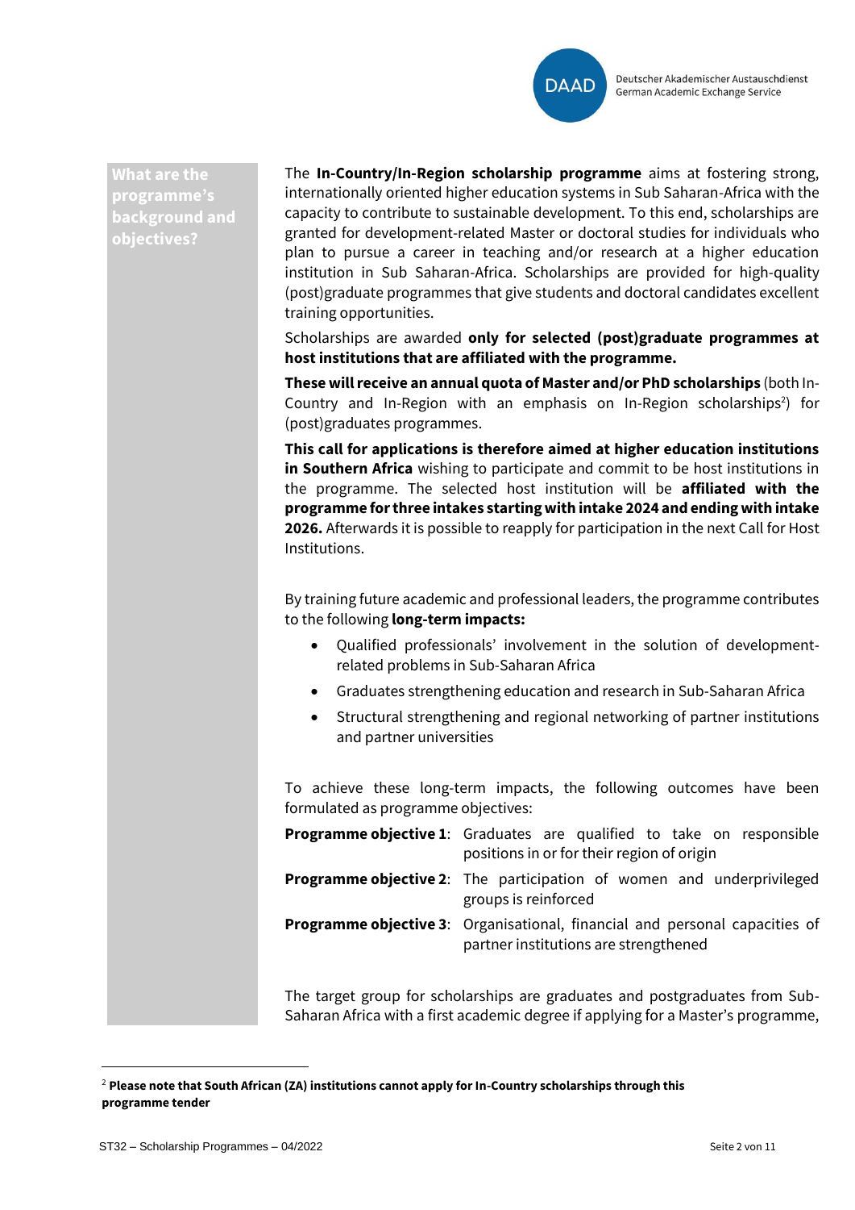## What are the programme's background and objectives?

The **In-Country/In-Region scholarship programme** aims at fostering strong, internationally oriented higher education systems in Sub Saharan-Africa with the capacity to contribute to sustainable development. To this end, scholarships are granted for development-related Master or doctoral studies for individuals who plan to pursue a career in teaching and/or research at a higher education institution in Sub Saharan-Africa. Scholarships are provided for high-quality (post)graduate programmes that give students and doctoral candidates excellent training opportunities.

Scholarships are awarded **only for selected (post)graduate programmes at host institutions that are affiliated with the programme.**

**These will receive an annual quota of Master and/or PhD scholarships** (both In-Country and In-Region with an emphasis on In-Region scholarships[2]) for (post)graduates programmes.

**This call for applications is therefore aimed at higher education institutions in Southern Africa** wishing to participate and commit to be host institutions in the programme. The selected host institution will be **affiliated with the programme for three intakes starting with intake 2024 and ending with intake 2026.** Afterwards it is possible to reapply for participation in the next Call for Host Institutions.

By training future academic and professional leaders, the programme contributes to the following **long-term impacts:**

- Qualified professionals' involvement in the solution of development-related problems in Sub-Saharan Africa
- Graduates strengthening education and research in Sub-Saharan Africa
- Structural strengthening and regional networking of partner institutions and partner universities

To achieve these long-term impacts, the following outcomes have been formulated as programme objectives:

**Programme objective 1**: Graduates are qualified to take on responsible positions in or for their region of origin

**Programme objective 2**: The participation of women and underprivileged groups is reinforced

**Programme objective 3**: Organisational, financial and personal capacities of partner institutions are strengthened

The target group for scholarships are graduates and postgraduates from Sub-Saharan Africa with a first academic degree if applying for a Master's programme,

---

[2] **Please note that South African (ZA) institutions cannot apply for In-Country scholarships through this programme tender**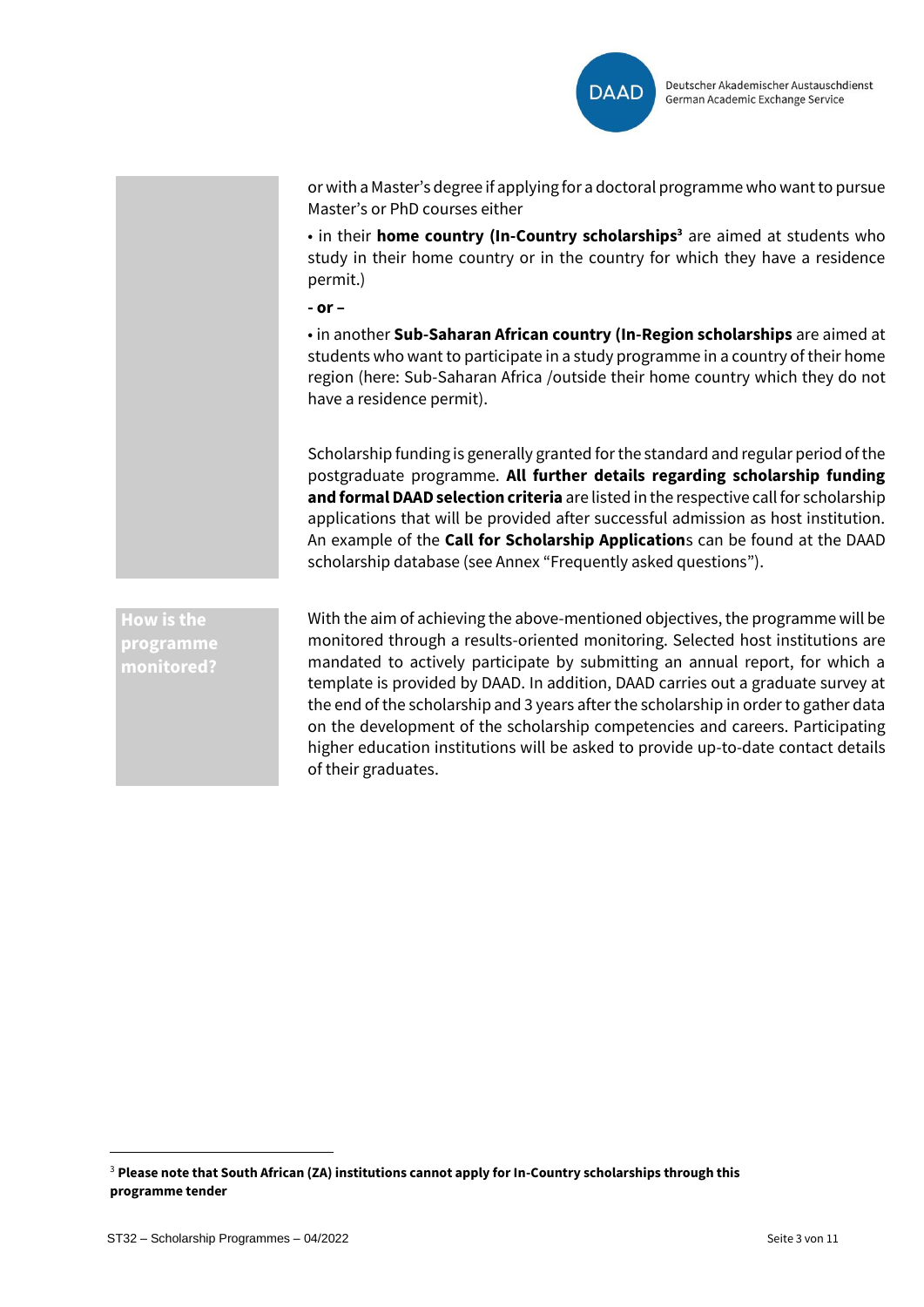or with a Master's degree if applying for a doctoral programme who want to pursue Master's or PhD courses either

• in their **home country (In-Country scholarships**[3] are aimed at students who study in their home country or in the country for which they have a residence permit.)

**- or –**

• in another **Sub-Saharan African country (In-Region scholarships** are aimed at students who want to participate in a study programme in a country of their home region (here: Sub-Saharan Africa /outside their home country which they do not have a residence permit).

Scholarship funding is generally granted for the standard and regular period of the postgraduate programme. **All further details regarding scholarship funding and formal DAAD selection criteria** are listed in the respective call for scholarship applications that will be provided after successful admission as host institution. An example of the **Call for Scholarship Application**s can be found at the DAAD scholarship database (see Annex "Frequently asked questions").

## How is the programme monitored?

With the aim of achieving the above-mentioned objectives, the programme will be monitored through a results-oriented monitoring. Selected host institutions are mandated to actively participate by submitting an annual report, for which a template is provided by DAAD. In addition, DAAD carries out a graduate survey at the end of the scholarship and 3 years after the scholarship in order to gather data on the development of the scholarship competencies and careers. Participating higher education institutions will be asked to provide up-to-date contact details of their graduates.

---

[3] **Please note that South African (ZA) institutions cannot apply for In-Country scholarships through this programme tender**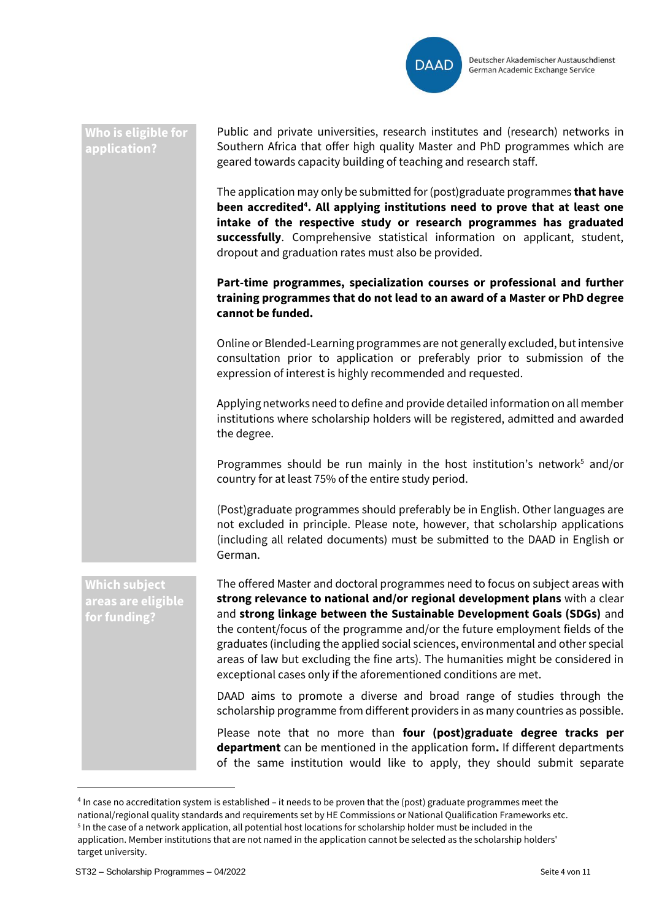### Who is eligible for application?

Public and private universities, research institutes and (research) networks in Southern Africa that offer high quality Master and PhD programmes which are geared towards capacity building of teaching and research staff.

The application may only be submitted for (post)graduate programmes **that have been accredited[4]. All applying institutions need to prove that at least one intake of the respective study or research programmes has graduated successfully**. Comprehensive statistical information on applicant, student, dropout and graduation rates must also be provided.

**Part-time programmes, specialization courses or professional and further training programmes that do not lead to an award of a Master or PhD degree cannot be funded.**

Online or Blended-Learning programmes are not generally excluded, but intensive consultation prior to application or preferably prior to submission of the expression of interest is highly recommended and requested.

Applying networks need to define and provide detailed information on all member institutions where scholarship holders will be registered, admitted and awarded the degree.

Programmes should be run mainly in the host institution's network[5] and/or country for at least 75% of the entire study period.

(Post)graduate programmes should preferably be in English. Other languages are not excluded in principle. Please note, however, that scholarship applications (including all related documents) must be submitted to the DAAD in English or German.

### Which subject areas are eligible for funding?

The offered Master and doctoral programmes need to focus on subject areas with **strong relevance to national and/or regional development plans** with a clear and **strong linkage between the Sustainable Development Goals (SDGs)** and the content/focus of the programme and/or the future employment fields of the graduates (including the applied social sciences, environmental and other special areas of law but excluding the fine arts). The humanities might be considered in exceptional cases only if the aforementioned conditions are met.

DAAD aims to promote a diverse and broad range of studies through the scholarship programme from different providers in as many countries as possible.

Please note that no more than **four (post)graduate degree tracks per department** can be mentioned in the application form**.** If different departments of the same institution would like to apply, they should submit separate

---

[4] In case no accreditation system is established – it needs to be proven that the (post) graduate programmes meet the national/regional quality standards and requirements set by HE Commissions or National Qualification Frameworks etc.

[5] In the case of a network application, all potential host locations for scholarship holder must be included in the application. Member institutions that are not named in the application cannot be selected as the scholarship holders' target university.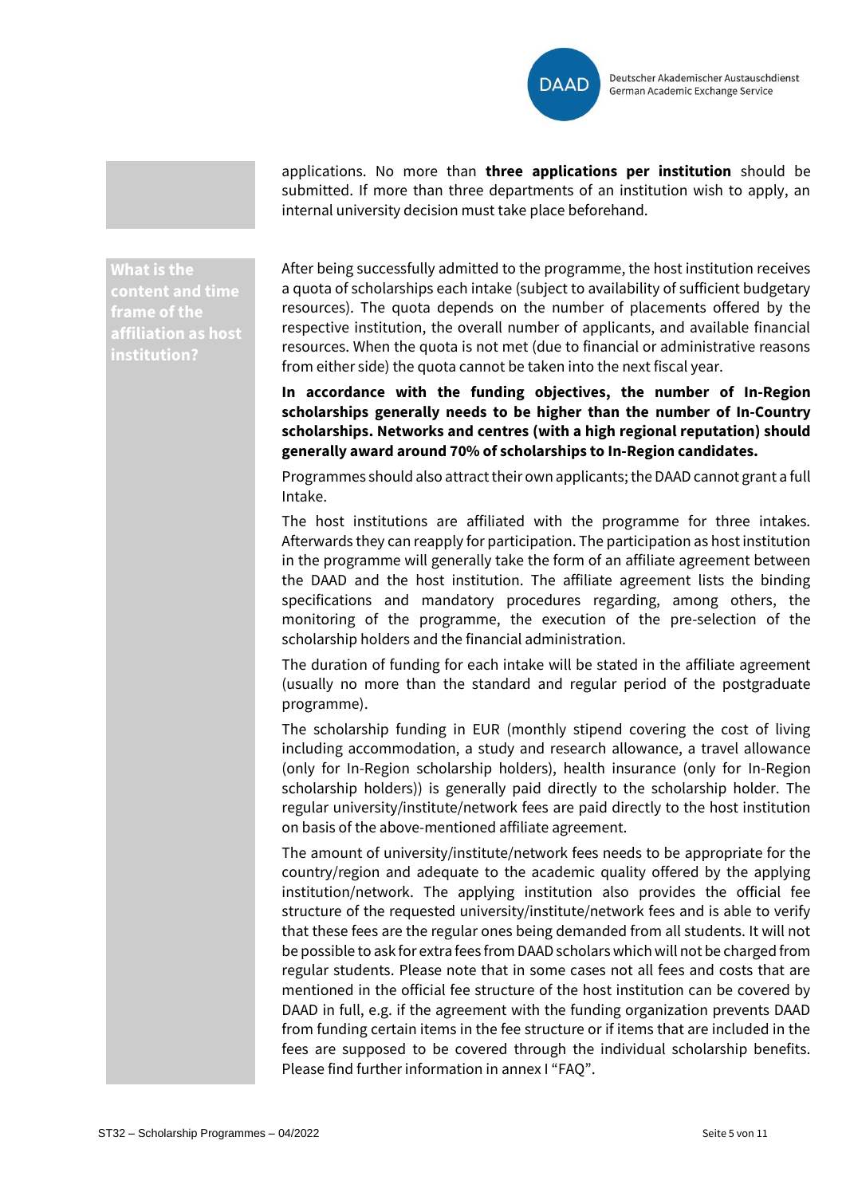applications. No more than **three applications per institution** should be submitted. If more than three departments of an institution wish to apply, an internal university decision must take place beforehand.

### What is the content and time frame of the affiliation as host institution?

After being successfully admitted to the programme, the host institution receives a quota of scholarships each intake (subject to availability of sufficient budgetary resources). The quota depends on the number of placements offered by the respective institution, the overall number of applicants, and available financial resources. When the quota is not met (due to financial or administrative reasons from either side) the quota cannot be taken into the next fiscal year.

**In accordance with the funding objectives, the number of In-Region scholarships generally needs to be higher than the number of In-Country scholarships. Networks and centres (with a high regional reputation) should generally award around 70% of scholarships to In-Region candidates.**

Programmes should also attract their own applicants; the DAAD cannot grant a full Intake.

The host institutions are affiliated with the programme for three intakes. Afterwards they can reapply for participation. The participation as host institution in the programme will generally take the form of an affiliate agreement between the DAAD and the host institution. The affiliate agreement lists the binding specifications and mandatory procedures regarding, among others, the monitoring of the programme, the execution of the pre-selection of the scholarship holders and the financial administration.

The duration of funding for each intake will be stated in the affiliate agreement (usually no more than the standard and regular period of the postgraduate programme).

The scholarship funding in EUR (monthly stipend covering the cost of living including accommodation, a study and research allowance, a travel allowance (only for In-Region scholarship holders), health insurance (only for In-Region scholarship holders)) is generally paid directly to the scholarship holder. The regular university/institute/network fees are paid directly to the host institution on basis of the above-mentioned affiliate agreement.

The amount of university/institute/network fees needs to be appropriate for the country/region and adequate to the academic quality offered by the applying institution/network. The applying institution also provides the official fee structure of the requested university/institute/network fees and is able to verify that these fees are the regular ones being demanded from all students. It will not be possible to ask for extra fees from DAAD scholars which will not be charged from regular students. Please note that in some cases not all fees and costs that are mentioned in the official fee structure of the host institution can be covered by DAAD in full, e.g. if the agreement with the funding organization prevents DAAD from funding certain items in the fee structure or if items that are included in the fees are supposed to be covered through the individual scholarship benefits. Please find further information in annex I "FAQ".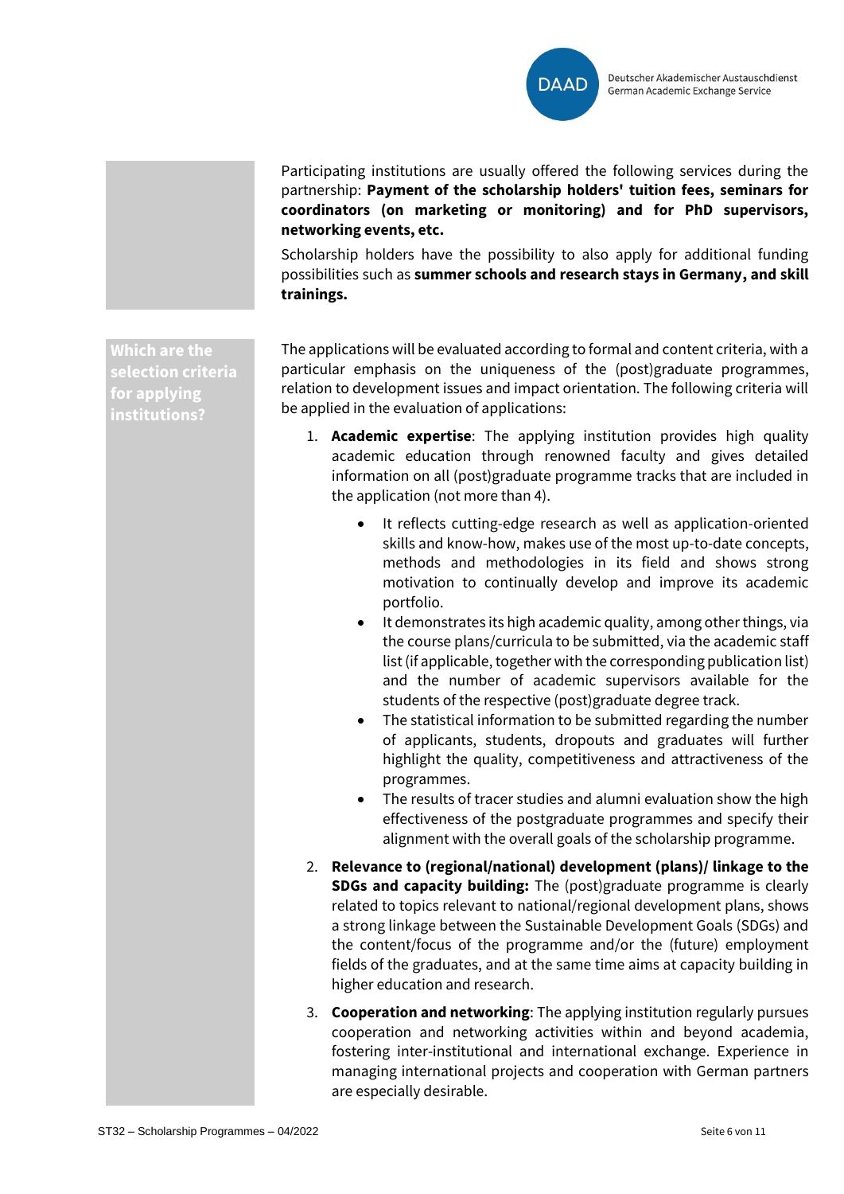Participating institutions are usually offered the following services during the partnership: **Payment of the scholarship holders' tuition fees, seminars for coordinators (on marketing or monitoring) and for PhD supervisors, networking events, etc.**

Scholarship holders have the possibility to also apply for additional funding possibilities such as **summer schools and research stays in Germany, and skill trainings.**

## Which are the selection criteria for applying institutions?

The applications will be evaluated according to formal and content criteria, with a particular emphasis on the uniqueness of the (post)graduate programmes, relation to development issues and impact orientation. The following criteria will be applied in the evaluation of applications:

1. **Academic expertise**: The applying institution provides high quality academic education through renowned faculty and gives detailed information on all (post)graduate programme tracks that are included in the application (not more than 4).
   - It reflects cutting-edge research as well as application-oriented skills and know-how, makes use of the most up-to-date concepts, methods and methodologies in its field and shows strong motivation to continually develop and improve its academic portfolio.
   - It demonstrates its high academic quality, among other things, via the course plans/curricula to be submitted, via the academic staff list (if applicable, together with the corresponding publication list) and the number of academic supervisors available for the students of the respective (post)graduate degree track.
   - The statistical information to be submitted regarding the number of applicants, students, dropouts and graduates will further highlight the quality, competitiveness and attractiveness of the programmes.
   - The results of tracer studies and alumni evaluation show the high effectiveness of the postgraduate programmes and specify their alignment with the overall goals of the scholarship programme.
2. **Relevance to (regional/national) development (plans)/ linkage to the SDGs and capacity building:** The (post)graduate programme is clearly related to topics relevant to national/regional development plans, shows a strong linkage between the Sustainable Development Goals (SDGs) and the content/focus of the programme and/or the (future) employment fields of the graduates, and at the same time aims at capacity building in higher education and research.
3. **Cooperation and networking**: The applying institution regularly pursues cooperation and networking activities within and beyond academia, fostering inter-institutional and international exchange. Experience in managing international projects and cooperation with German partners are especially desirable.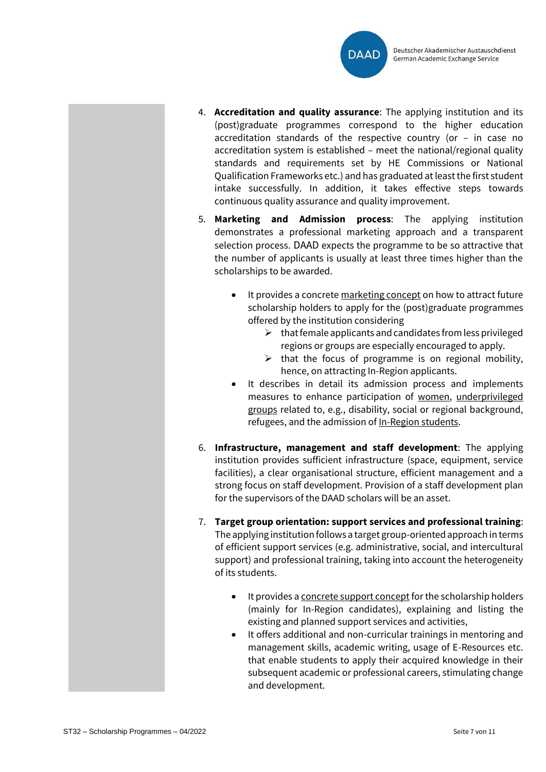4. **Accreditation and quality assurance**: The applying institution and its (post)graduate programmes correspond to the higher education accreditation standards of the respective country (or – in case no accreditation system is established – meet the national/regional quality standards and requirements set by HE Commissions or National Qualification Frameworks etc.) and has graduated at least the first student intake successfully. In addition, it takes effective steps towards continuous quality assurance and quality improvement.

5. **Marketing and Admission process**: The applying institution demonstrates a professional marketing approach and a transparent selection process. DAAD expects the programme to be so attractive that the number of applicants is usually at least three times higher than the scholarships to be awarded.

   - It provides a concrete marketing concept on how to attract future scholarship holders to apply for the (post)graduate programmes offered by the institution considering
     - that female applicants and candidates from less privileged regions or groups are especially encouraged to apply.
     - that the focus of programme is on regional mobility, hence, on attracting In-Region applicants.
   - It describes in detail its admission process and implements measures to enhance participation of women, underprivileged groups related to, e.g., disability, social or regional background, refugees, and the admission of In-Region students.

6. **Infrastructure, management and staff development**: The applying institution provides sufficient infrastructure (space, equipment, service facilities), a clear organisational structure, efficient management and a strong focus on staff development. Provision of a staff development plan for the supervisors of the DAAD scholars will be an asset.

7. **Target group orientation: support services and professional training**: The applying institution follows a target group-oriented approach in terms of efficient support services (e.g. administrative, social, and intercultural support) and professional training, taking into account the heterogeneity of its students.

   - It provides a concrete support concept for the scholarship holders (mainly for In-Region candidates), explaining and listing the existing and planned support services and activities,
   - It offers additional and non-curricular trainings in mentoring and management skills, academic writing, usage of E-Resources etc. that enable students to apply their acquired knowledge in their subsequent academic or professional careers, stimulating change and development.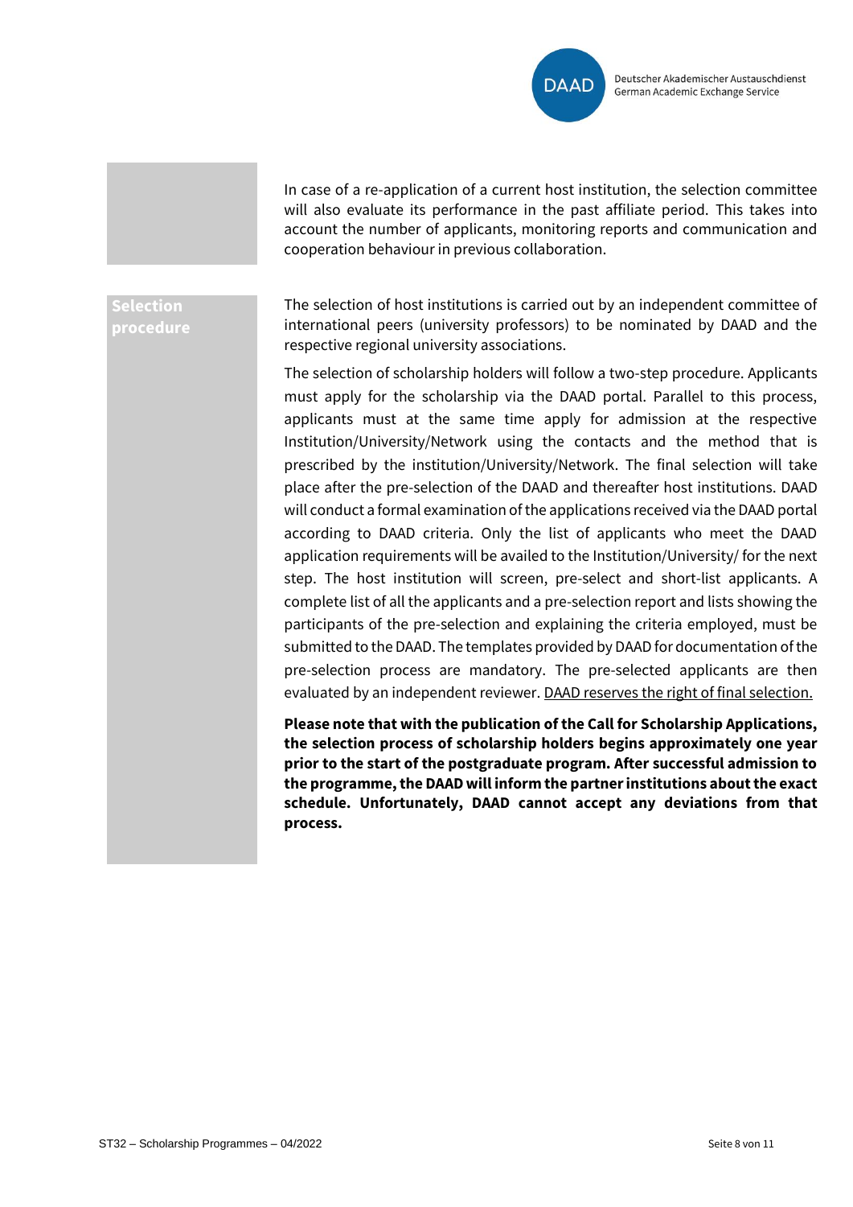In case of a re-application of a current host institution, the selection committee will also evaluate its performance in the past affiliate period. This takes into account the number of applicants, monitoring reports and communication and cooperation behaviour in previous collaboration.

## Selection procedure

The selection of host institutions is carried out by an independent committee of international peers (university professors) to be nominated by DAAD and the respective regional university associations.

The selection of scholarship holders will follow a two-step procedure. Applicants must apply for the scholarship via the DAAD portal. Parallel to this process, applicants must at the same time apply for admission at the respective Institution/University/Network using the contacts and the method that is prescribed by the institution/University/Network. The final selection will take place after the pre-selection of the DAAD and thereafter host institutions. DAAD will conduct a formal examination of the applications received via the DAAD portal according to DAAD criteria. Only the list of applicants who meet the DAAD application requirements will be availed to the Institution/University/ for the next step. The host institution will screen, pre-select and short-list applicants. A complete list of all the applicants and a pre-selection report and lists showing the participants of the pre-selection and explaining the criteria employed, must be submitted to the DAAD. The templates provided by DAAD for documentation of the pre-selection process are mandatory. The pre-selected applicants are then evaluated by an independent reviewer. DAAD reserves the right of final selection.

**Please note that with the publication of the Call for Scholarship Applications, the selection process of scholarship holders begins approximately one year prior to the start of the postgraduate program. After successful admission to the programme, the DAAD will inform the partner institutions about the exact schedule. Unfortunately, DAAD cannot accept any deviations from that process.**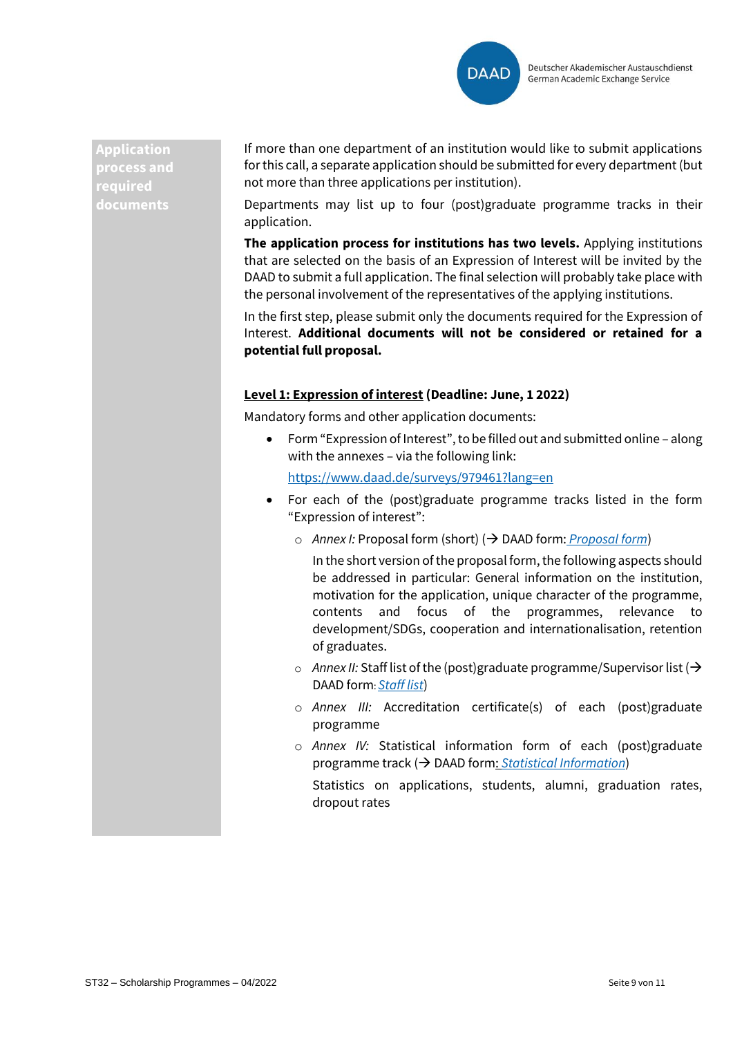**Application process and required documents**

If more than one department of an institution would like to submit applications for this call, a separate application should be submitted for every department (but not more than three applications per institution).

Departments may list up to four (post)graduate programme tracks in their application.

**The application process for institutions has two levels.** Applying institutions that are selected on the basis of an Expression of Interest will be invited by the DAAD to submit a full application. The final selection will probably take place with the personal involvement of the representatives of the applying institutions.

In the first step, please submit only the documents required for the Expression of Interest. **Additional documents will not be considered or retained for a potential full proposal.**

**Level 1: Expression of interest (Deadline: June, 1 2022)**

Mandatory forms and other application documents:

- Form "Expression of Interest", to be filled out and submitted online – along with the annexes – via the following link:

  https://www.daad.de/surveys/979461?lang=en

- For each of the (post)graduate programme tracks listed in the form "Expression of interest":
  - *Annex I:* Proposal form (short) (→ DAAD form: *Proposal form*)

    In the short version of the proposal form, the following aspects should be addressed in particular: General information on the institution, motivation for the application, unique character of the programme, contents and focus of the programmes, relevance to development/SDGs, cooperation and internationalisation, retention of graduates.

  - *Annex II:* Staff list of the (post)graduate programme/Supervisor list (→ DAAD form: *Staff list*)
  - *Annex III:* Accreditation certificate(s) of each (post)graduate programme
  - *Annex IV:* Statistical information form of each (post)graduate programme track (→ DAAD form: *Statistical Information*)

    Statistics on applications, students, alumni, graduation rates, dropout rates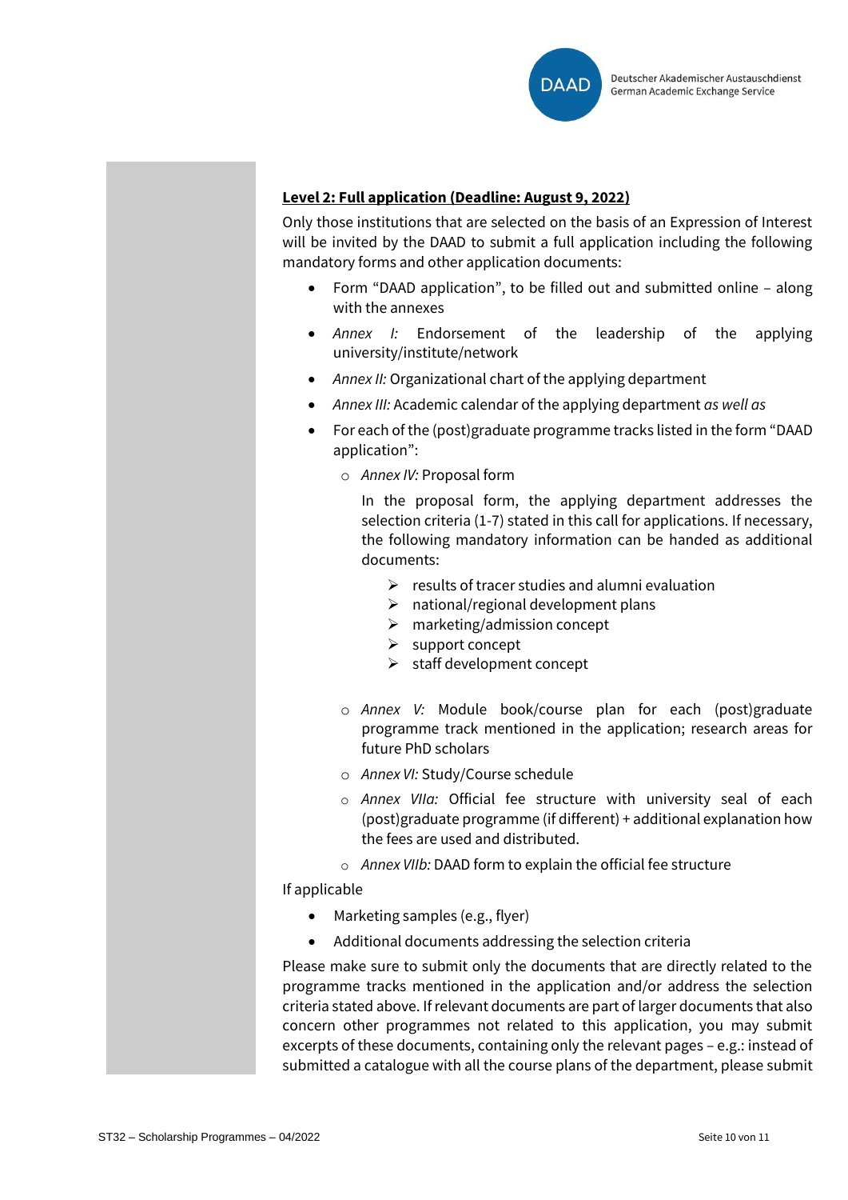**<u>Level 2: Full application (Deadline: August 9, 2022)</u>**

Only those institutions that are selected on the basis of an Expression of Interest will be invited by the DAAD to submit a full application including the following mandatory forms and other application documents:

- Form “DAAD application”, to be filled out and submitted online – along with the annexes
- *Annex I:* Endorsement of the leadership of the applying university/institute/network
- *Annex II:* Organizational chart of the applying department
- *Annex III:* Academic calendar of the applying department *as well as*
- For each of the (post)graduate programme tracks listed in the form “DAAD application”:
    - *Annex IV:* Proposal form

      In the proposal form, the applying department addresses the selection criteria (1-7) stated in this call for applications. If necessary, the following mandatory information can be handed as additional documents:

        - results of tracer studies and alumni evaluation
        - national/regional development plans
        - marketing/admission concept
        - support concept
        - staff development concept

    - *Annex V:* Module book/course plan for each (post)graduate programme track mentioned in the application; research areas for future PhD scholars
    - *Annex VI:* Study/Course schedule
    - *Annex VIIa:* Official fee structure with university seal of each (post)graduate programme (if different) + additional explanation how the fees are used and distributed.
    - *Annex VIIb:* DAAD form to explain the official fee structure

If applicable

- Marketing samples (e.g., flyer)
- Additional documents addressing the selection criteria

Please make sure to submit only the documents that are directly related to the programme tracks mentioned in the application and/or address the selection criteria stated above. If relevant documents are part of larger documents that also concern other programmes not related to this application, you may submit excerpts of these documents, containing only the relevant pages – e.g.: instead of submitted a catalogue with all the course plans of the department, please submit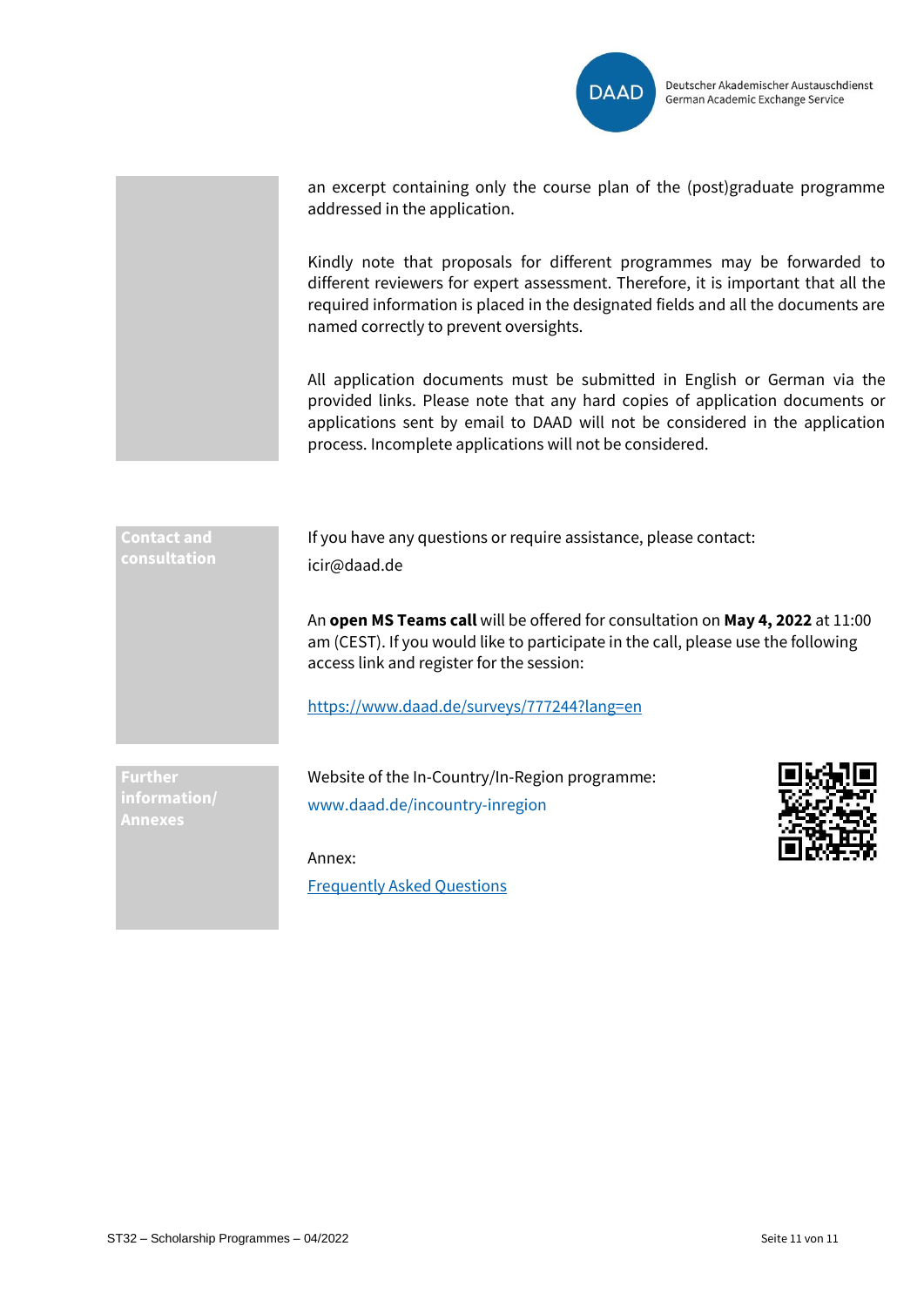an excerpt containing only the course plan of the (post)graduate programme addressed in the application.

Kindly note that proposals for different programmes may be forwarded to different reviewers for expert assessment. Therefore, it is important that all the required information is placed in the designated fields and all the documents are named correctly to prevent oversights.

All application documents must be submitted in English or German via the provided links. Please note that any hard copies of application documents or applications sent by email to DAAD will not be considered in the application process. Incomplete applications will not be considered.

**Contact and consultation**

If you have any questions or require assistance, please contact:
icir@daad.de

An **open MS Teams call** will be offered for consultation on **May 4, 2022** at 11:00 am (CEST). If you would like to participate in the call, please use the following access link and register for the session:

https://www.daad.de/surveys/777244?lang=en

**Further information/ Annexes**

Website of the In-Country/In-Region programme:
www.daad.de/incountry-inregion

Annex:
Frequently Asked Questions